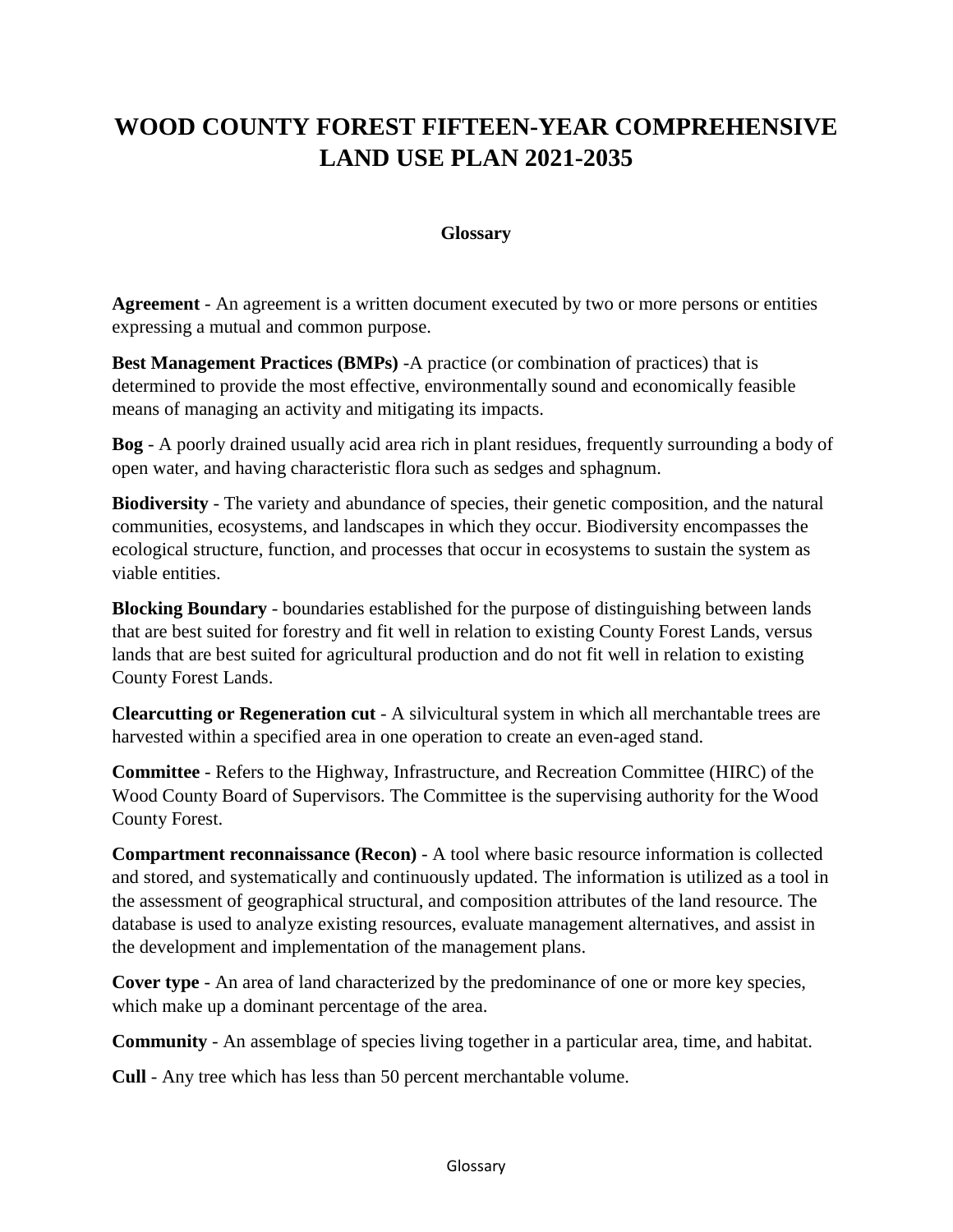# WOOD COUNTY FOREST FIFTEEN-YEAR COMPREHENSIVE LAND USE PLAN 2021-2035

## Glossary

**Agreement** - An agreement is a written document executed by two or more persons or entities expressing a mutual and common purpose.

**Best Management Practices (BMPs)** -A practice (or combination of practices) that is determined to provide the most effective, environmentally sound and economically feasible means of managing an activity and mitigating its impacts.

**Bog** - A poorly drained usually acid area rich in plant residues, frequently surrounding a body of open water, and having characteristic flora such as sedges and sphagnum.

**Biodiversity** - The variety and abundance of species, their genetic composition, and the natural communities, ecosystems, and landscapes in which they occur. Biodiversity encompasses the ecological structure, function, and processes that occur in ecosystems to sustain the system as viable entities.

**Blocking Boundary** - boundaries established for the purpose of distinguishing between lands that are best suited for forestry and fit well in relation to existing County Forest Lands, versus lands that are best suited for agricultural production and do not fit well in relation to existing County Forest Lands.

**Clearcutting or Regeneration cut** - A silvicultural system in which all merchantable trees are harvested within a specified area in one operation to create an even-aged stand.

**Committee** - Refers to the Highway, Infrastructure, and Recreation Committee (HIRC) of the Wood County Board of Supervisors. The Committee is the supervising authority for the Wood County Forest.

**Compartment reconnaissance (Recon)** - A tool where basic resource information is collected and stored, and systematically and continuously updated. The information is utilized as a tool in the assessment of geographical structural, and composition attributes of the land resource. The database is used to analyze existing resources, evaluate management alternatives, and assist in the development and implementation of the management plans.

**Cover type** - An area of land characterized by the predominance of one or more key species, which make up a dominant percentage of the area.

**Community** - An assemblage of species living together in a particular area, time, and habitat.

**Cull** - Any tree which has less than 50 percent merchantable volume.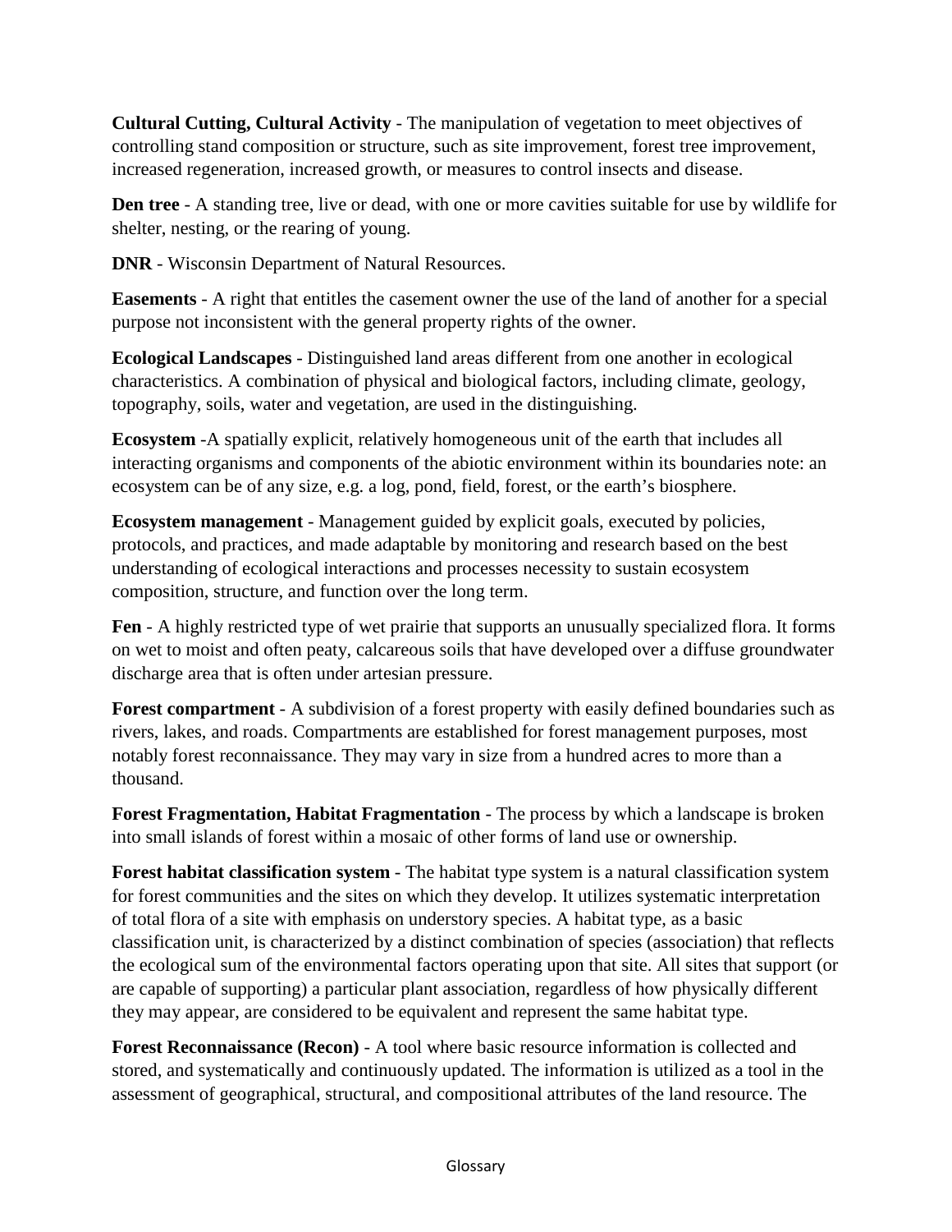**Cultural Cutting, Cultural Activity** - The manipulation of vegetation to meet objectives of controlling stand composition or structure, such as site improvement, forest tree improvement, increased regeneration, increased growth, or measures to control insects and disease.

**Den tree** - A standing tree, live or dead, with one or more cavities suitable for use by wildlife for shelter, nesting, or the rearing of young.

**DNR** - Wisconsin Department of Natural Resources.

**Easements** - A right that entitles the casement owner the use of the land of another for a special purpose not inconsistent with the general property rights of the owner.

**Ecological Landscapes** - Distinguished land areas different from one another in ecological characteristics. A combination of physical and biological factors, including climate, geology, topography, soils, water and vegetation, are used in the distinguishing.

**Ecosystem** -A spatially explicit, relatively homogeneous unit of the earth that includes all interacting organisms and components of the abiotic environment within its boundaries note: an ecosystem can be of any size, e.g. a log, pond, field, forest, or the earth's biosphere.

**Ecosystem management** - Management guided by explicit goals, executed by policies, protocols, and practices, and made adaptable by monitoring and research based on the best understanding of ecological interactions and processes necessity to sustain ecosystem composition, structure, and function over the long term.

**Fen** - A highly restricted type of wet prairie that supports an unusually specialized flora. It forms on wet to moist and often peaty, calcareous soils that have developed over a diffuse groundwater discharge area that is often under artesian pressure.

**Forest compartment** - A subdivision of a forest property with easily defined boundaries such as rivers, lakes, and roads. Compartments are established for forest management purposes, most notably forest reconnaissance. They may vary in size from a hundred acres to more than a thousand.

**Forest Fragmentation, Habitat Fragmentation** - The process by which a landscape is broken into small islands of forest within a mosaic of other forms of land use or ownership.

**Forest habitat classification system** - The habitat type system is a natural classification system for forest communities and the sites on which they develop. It utilizes systematic interpretation of total flora of a site with emphasis on understory species. A habitat type, as a basic classification unit, is characterized by a distinct combination of species (association) that reflects the ecological sum of the environmental factors operating upon that site. All sites that support (or are capable of supporting) a particular plant association, regardless of how physically different they may appear, are considered to be equivalent and represent the same habitat type.

**Forest Reconnaissance (Recon)** - A tool where basic resource information is collected and stored, and systematically and continuously updated. The information is utilized as a tool in the assessment of geographical, structural, and compositional attributes of the land resource. The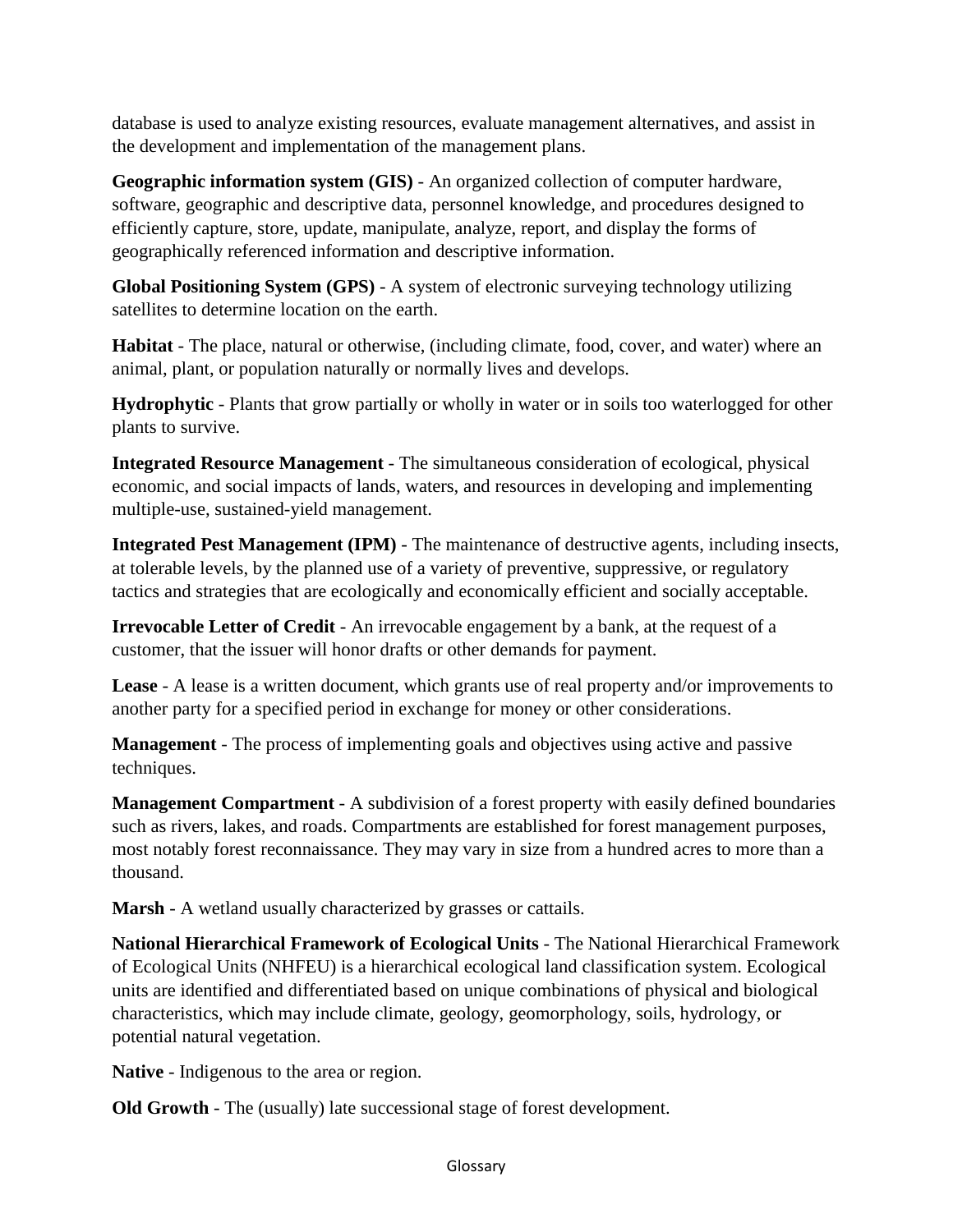database is used to analyze existing resources, evaluate management alternatives, and assist in the development and implementation of the management plans.

**Geographic information system (GIS)** - An organized collection of computer hardware, software, geographic and descriptive data, personnel knowledge, and procedures designed to efficiently capture, store, update, manipulate, analyze, report, and display the forms of geographically referenced information and descriptive information.

**Global Positioning System (GPS)** - A system of electronic surveying technology utilizing satellites to determine location on the earth.

**Habitat** - The place, natural or otherwise, (including climate, food, cover, and water) where an animal, plant, or population naturally or normally lives and develops.

**Hydrophytic** - Plants that grow partially or wholly in water or in soils too waterlogged for other plants to survive.

**Integrated Resource Management** - The simultaneous consideration of ecological, physical economic, and social impacts of lands, waters, and resources in developing and implementing multiple-use, sustained-yield management.

**Integrated Pest Management (IPM)** - The maintenance of destructive agents, including insects, at tolerable levels, by the planned use of a variety of preventive, suppressive, or regulatory tactics and strategies that are ecologically and economically efficient and socially acceptable.

**Irrevocable Letter of Credit** - An irrevocable engagement by a bank, at the request of a customer, that the issuer will honor drafts or other demands for payment.

**Lease** - A lease is a written document, which grants use of real property and/or improvements to another party for a specified period in exchange for money or other considerations.

**Management** - The process of implementing goals and objectives using active and passive techniques.

**Management Compartment** - A subdivision of a forest property with easily defined boundaries such as rivers, lakes, and roads. Compartments are established for forest management purposes, most notably forest reconnaissance. They may vary in size from a hundred acres to more than a thousand.

**Marsh** - A wetland usually characterized by grasses or cattails.

**National Hierarchical Framework of Ecological Units** - The National Hierarchical Framework of Ecological Units (NHFEU) is a hierarchical ecological land classification system. Ecological units are identified and differentiated based on unique combinations of physical and biological characteristics, which may include climate, geology, geomorphology, soils, hydrology, or potential natural vegetation.

**Native** - Indigenous to the area or region.

**Old Growth** - The (usually) late successional stage of forest development.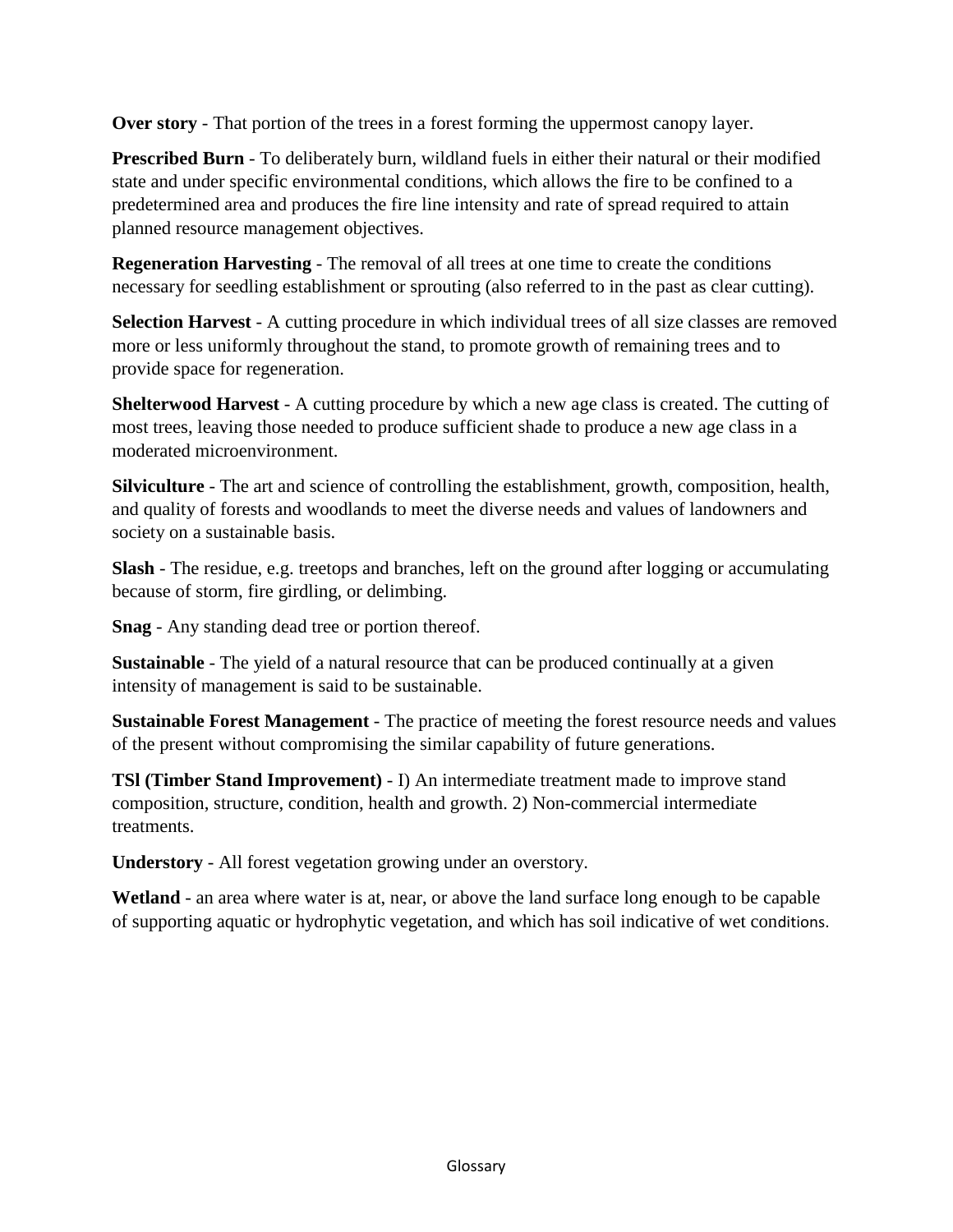**Over story** - That portion of the trees in a forest forming the uppermost canopy layer.

**Prescribed Burn** - To deliberately burn, wildland fuels in either their natural or their modified state and under specific environmental conditions, which allows the fire to be confined to a predetermined area and produces the fire line intensity and rate of spread required to attain planned resource management objectives.

**Regeneration Harvesting** - The removal of all trees at one time to create the conditions necessary for seedling establishment or sprouting (also referred to in the past as clear cutting).

**Selection Harvest** - A cutting procedure in which individual trees of all size classes are removed more or less uniformly throughout the stand, to promote growth of remaining trees and to provide space for regeneration.

**Shelterwood Harvest** - A cutting procedure by which a new age class is created. The cutting of most trees, leaving those needed to produce sufficient shade to produce a new age class in a moderated microenvironment.

**Silviculture** - The art and science of controlling the establishment, growth, composition, health, and quality of forests and woodlands to meet the diverse needs and values of landowners and society on a sustainable basis.

**Slash** - The residue, e.g. treetops and branches, left on the ground after logging or accumulating because of storm, fire girdling, or delimbing.

**Snag** - Any standing dead tree or portion thereof.

**Sustainable** - The yield of a natural resource that can be produced continually at a given intensity of management is said to be sustainable.

**Sustainable Forest Management** - The practice of meeting the forest resource needs and values of the present without compromising the similar capability of future generations.

**TSl (Timber Stand Improvement)** - I) An intermediate treatment made to improve stand composition, structure, condition, health and growth. 2) Non-commercial intermediate treatments.

**Understory** - All forest vegetation growing under an overstory.

**Wetland** - an area where water is at, near, or above the land surface long enough to be capable of supporting aquatic or hydrophytic vegetation, and which has soil indicative of wet conditions.